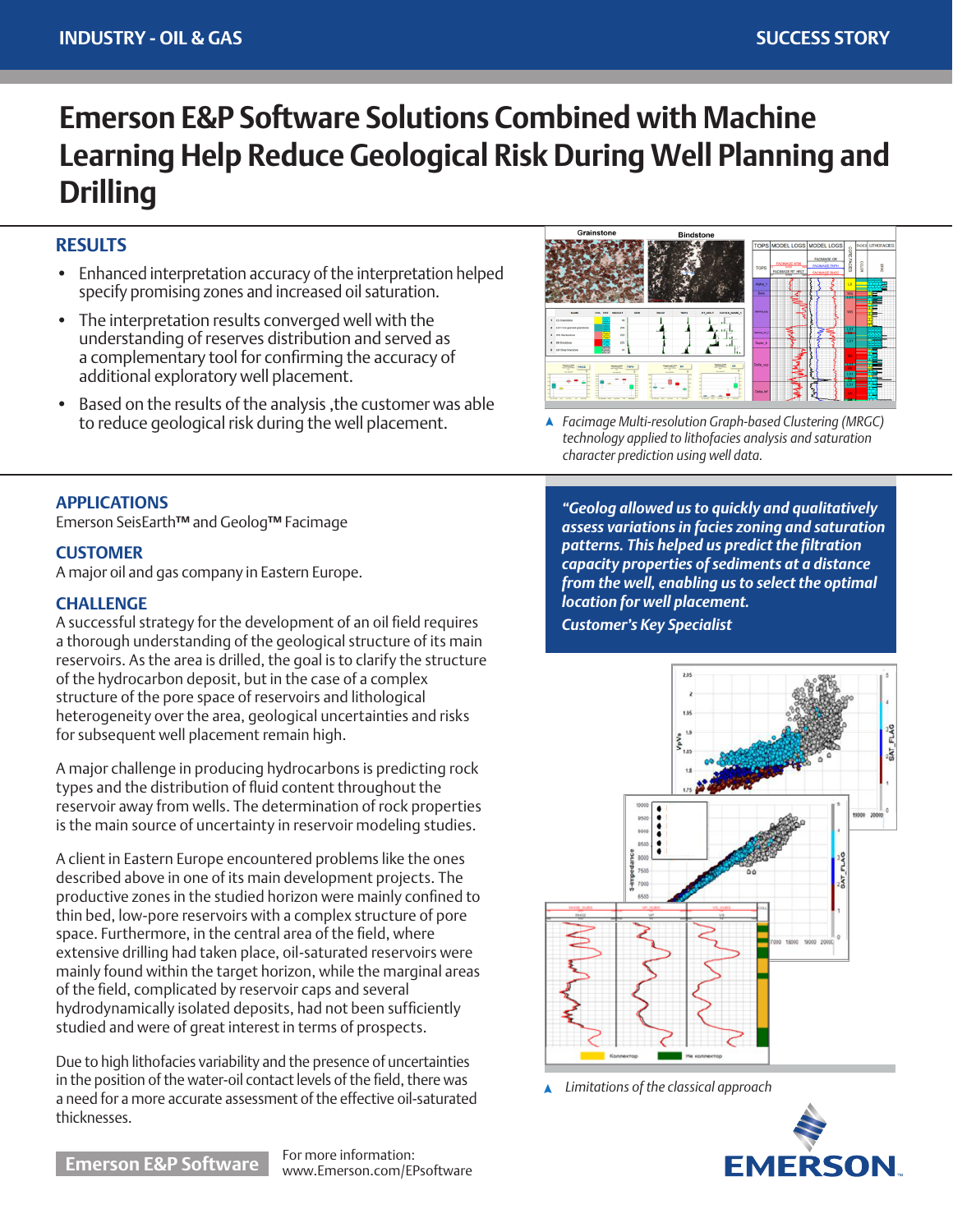# Emerson E&P Software Solutions Combined with Machine Learning Help Reduce Geological Risk During Well Planning and Drilling

## RESULTS

- Enhanced interpretation accuracy of the interpretation helped specify promising zones and increased oil saturation.
- The interpretation results converged well with the understanding of reserves distribution and served as a complementary tool for confirming the accuracy of additional exploratory well placement.
- Based on the results of the analysis ,the customer was able to reduce geological risk during the well placement.

*Facimage Multi-resolution Graph-based Clustering (MRGC) technology applied to lithofacies analysis and saturation character prediction using well data.*

## APPLICATIONS

Emerson SeisEarth™ and Geolog™ Facimage

## CUSTOMER

A major oil and gas company in Eastern Europe.

## CHALLENGE

A successful strategy for the development of an oil field requires a thorough understanding of the geological structure of its main reservoirs. As the area is drilled, the goal is to clarify the structure of the hydrocarbon deposit, but in the case of a complex structure of the pore space of reservoirs and lithological heterogeneity over the area, geological uncertainties and risks for subsequent well placement remain high.

A major challenge in producing hydrocarbons is predicting rock types and the distribution of fluid content throughout the reservoir away from wells. The determination of rock properties is the main source of uncertainty in reservoir modeling studies.

A client in Eastern Europe encountered problems like the ones described above in one of its main development projects. The productive zones in the studied horizon were mainly confined to thin bed, low-pore reservoirs with a complex structure of pore space. Furthermore, in the central area of the field, where extensive drilling had taken place, oil-saturated reservoirs were mainly found within the target horizon, while the marginal areas of the field, complicated by reservoir caps and several hydrodynamically isolated deposits, had not been sufficiently studied and were of great interest in terms of prospects.

Due to high lithofacies variability and the presence of uncertainties in the position of the water-oil contact levels of the field, there was a need for a more accurate assessment of the effective oil-saturated thicknesses.

***"Geolog allowed us to quickly and qualitatively assess variations in facies zoning and saturation patterns. This helped us predict the filtration capacity properties of sediments at a distance from the well, enabling us to select the optimal location for well placement.***

***Customer's Key Specialist***

*Limitations of the classical approach*

Emerson E&P Software

For more information:
www.Emerson.com/EPsoftware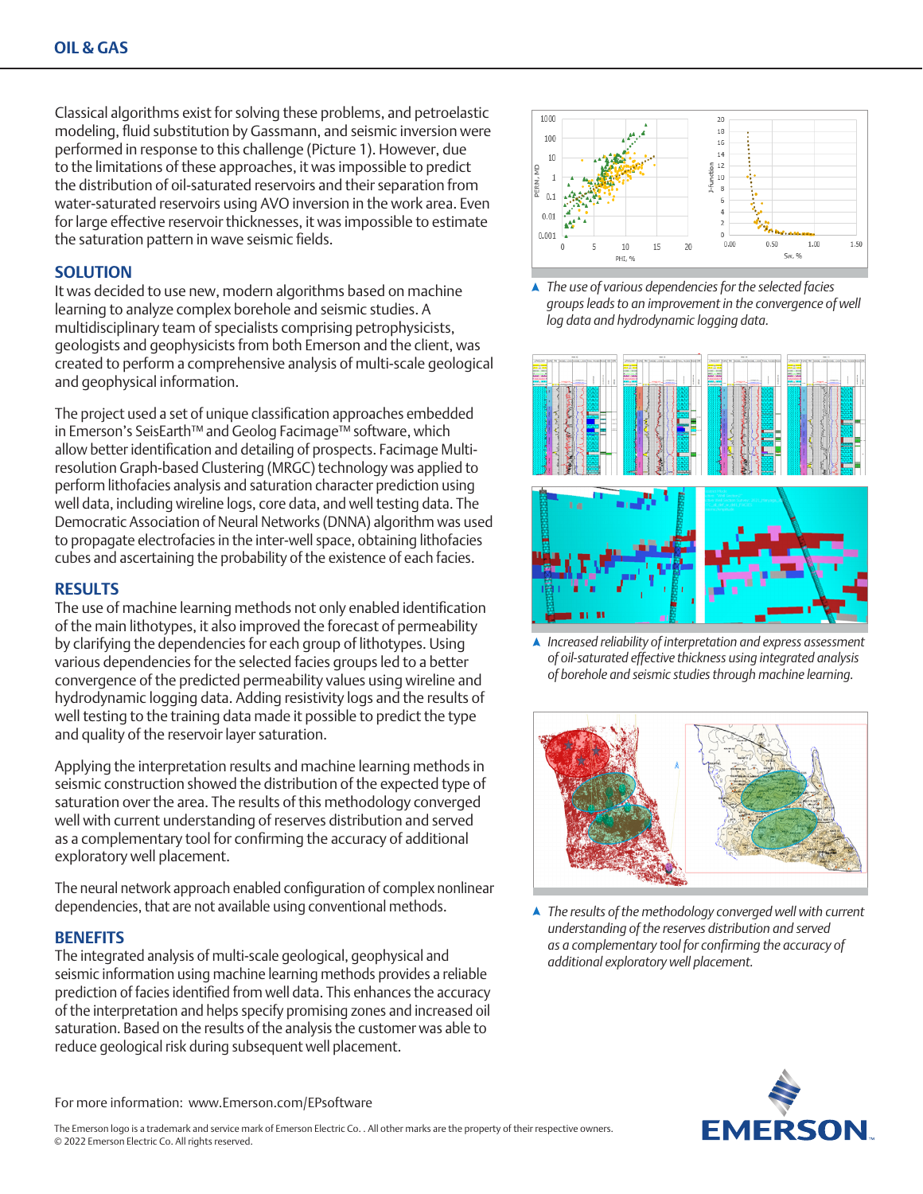Classical algorithms exist for solving these problems, and petroelastic modeling, fluid substitution by Gassmann, and seismic inversion were performed in response to this challenge (Picture 1). However, due to the limitations of these approaches, it was impossible to predict the distribution of oil-saturated reservoirs and their separation from water-saturated reservoirs using AVO inversion in the work area. Even for large effective reservoir thicknesses, it was impossible to estimate the saturation pattern in wave seismic fields.

## SOLUTION

It was decided to use new, modern algorithms based on machine learning to analyze complex borehole and seismic studies. A multidisciplinary team of specialists comprising petrophysicists, geologists and geophysicists from both Emerson and the client, was created to perform a comprehensive analysis of multi-scale geological and geophysical information.

The project used a set of unique classification approaches embedded in Emerson's SeisEarth™ and Geolog Facimage™ software, which allow better identification and detailing of prospects. Facimage Multi-resolution Graph-based Clustering (MRGC) technology was applied to perform lithofacies analysis and saturation character prediction using well data, including wireline logs, core data, and well testing data. The Democratic Association of Neural Networks (DNNA) algorithm was used to propagate electrofacies in the inter-well space, obtaining lithofacies cubes and ascertaining the probability of the existence of each facies.

## RESULTS

The use of machine learning methods not only enabled identification of the main lithotypes, it also improved the forecast of permeability by clarifying the dependencies for each group of lithotypes. Using various dependencies for the selected facies groups led to a better convergence of the predicted permeability values using wireline and hydrodynamic logging data. Adding resistivity logs and the results of well testing to the training data made it possible to predict the type and quality of the reservoir layer saturation.

Applying the interpretation results and machine learning methods in seismic construction showed the distribution of the expected type of saturation over the area. The results of this methodology converged well with current understanding of reserves distribution and served as a complementary tool for confirming the accuracy of additional exploratory well placement.

The neural network approach enabled configuration of complex nonlinear dependencies, that are not available using conventional methods.

## BENEFITS

The integrated analysis of multi-scale geological, geophysical and seismic information using machine learning methods provides a reliable prediction of facies identified from well data. This enhances the accuracy of the interpretation and helps specify promising zones and increased oil saturation. Based on the results of the analysis the customer was able to reduce geological risk during subsequent well placement.

1000
100
10
1
0.1
0.01
0.001
PERM, MD
0 5 10 15 20
PHI, %

20
18
16
14
12
10
8
6
4
2
0
J-Function
0.00 0.50 1.00 1.50
Sw, %

▲ *The use of various dependencies for the selected facies groups leads to an improvement in the convergence of well log data and hydrodynamic logging data.*

▲ *Increased reliability of interpretation and express assessment of oil-saturated effective thickness using integrated analysis of borehole and seismic studies through machine learning.*

▲ *The results of the methodology converged well with current understanding of the reserves distribution and served as a complementary tool for confirming the accuracy of additional exploratory well placement.*

For more information: www.Emerson.com/EPsoftware

The Emerson logo is a trademark and service mark of Emerson Electric Co. . All other marks are the property of their respective owners.
© 2022 Emerson Electric Co. All rights reserved.